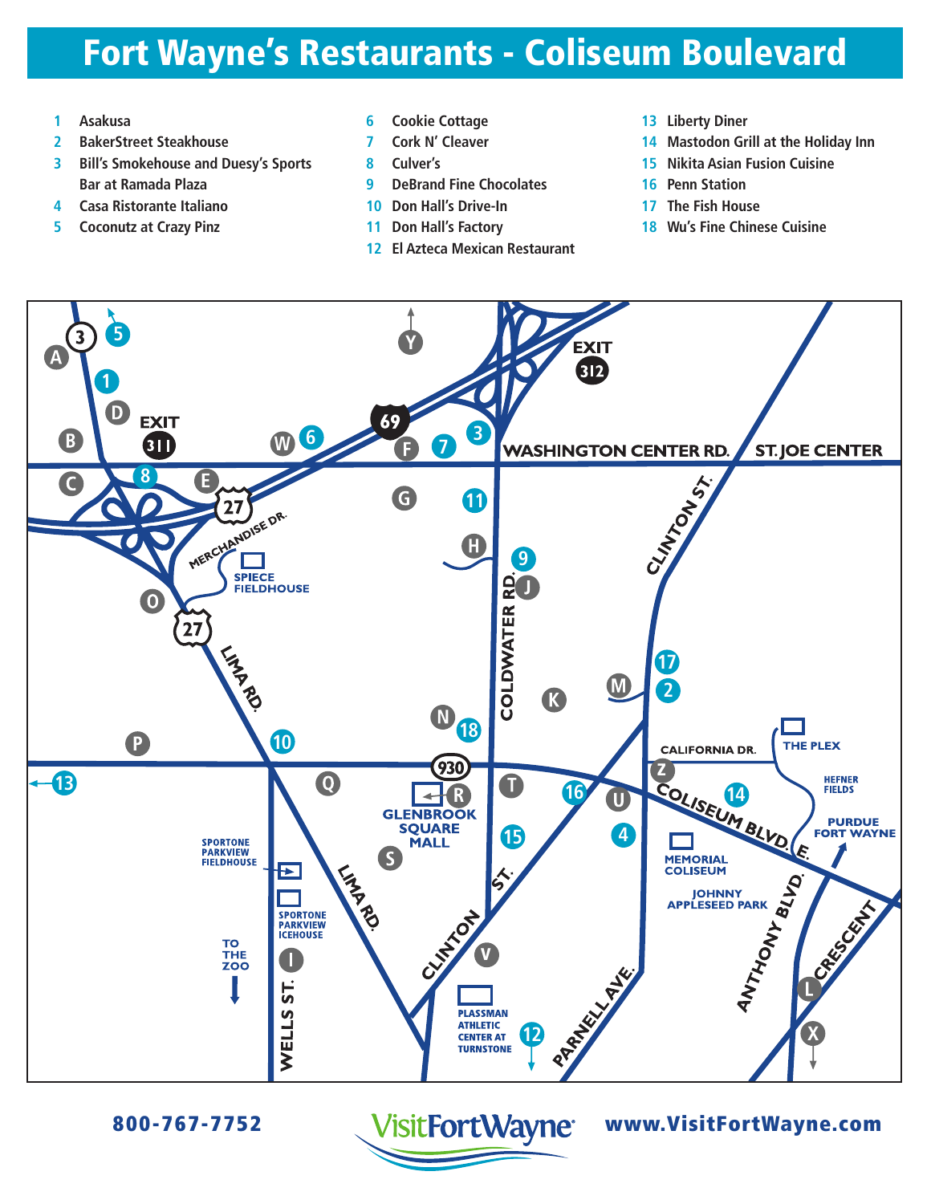# Fort Wayne's Restaurants - Coliseum Boulevard

1. Asakusa
2. BakerStreet Steakhouse
3. Bill's Smokehouse and Duesy's Sports Bar at Ramada Plaza
4. Casa Ristorante Italiano
5. Coconutz at Crazy Pinz
6. Cookie Cottage
7. Cork N' Cleaver
8. Culver's
9. DeBrand Fine Chocolates
10. Don Hall's Drive-In
11. Don Hall's Factory
12. El Azteca Mexican Restaurant
13. Liberty Diner
14. Mastodon Grill at the Holiday Inn
15. Nikita Asian Fusion Cuisine
16. Penn Station
17. The Fish House
18. Wu's Fine Chinese Cuisine

800-767-7752

VisitFortWayne

www.VisitFortWayne.com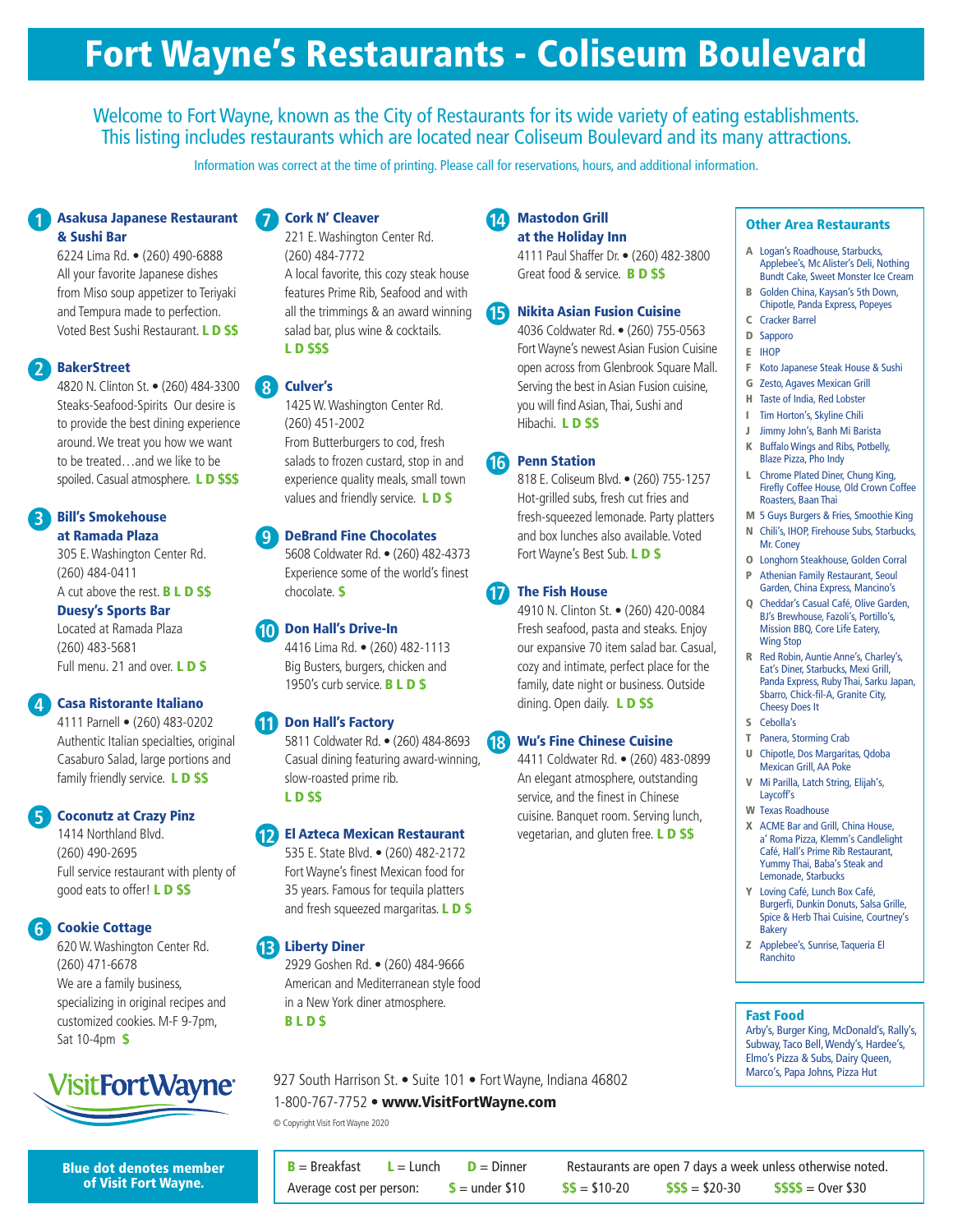# Fort Wayne's Restaurants - Coliseum Boulevard

Welcome to Fort Wayne, known as the City of Restaurants for its wide variety of eating establishments. This listing includes restaurants which are located near Coliseum Boulevard and its many attractions.

Information was correct at the time of printing. Please call for reservations, hours, and additional information.

**1 Asakusa Japanese Restaurant & Sushi Bar**
6224 Lima Rd. • (260) 490-6888
All your favorite Japanese dishes from Miso soup appetizer to Teriyaki and Tempura made to perfection. Voted Best Sushi Restaurant. **L D $$**

**2 BakerStreet**
4820 N. Clinton St. • (260) 484-3300
Steaks-Seafood-Spirits Our desire is to provide the best dining experience around. We treat you how we want to be treated…and we like to be spoiled. Casual atmosphere. **L D $$$**

**3 Bill's Smokehouse at Ramada Plaza**
305 E. Washington Center Rd.
(260) 484-0411
A cut above the rest. **B L D $$**

**Duesy's Sports Bar**
Located at Ramada Plaza
(260) 483-5681
Full menu. 21 and over. **L D $**

**4 Casa Ristorante Italiano**
4111 Parnell • (260) 483-0202
Authentic Italian specialties, original Casaburo Salad, large portions and family friendly service. **L D $$**

**5 Coconutz at Crazy Pinz**
1414 Northland Blvd.
(260) 490-2695
Full service restaurant with plenty of good eats to offer! **L D $$**

**6 Cookie Cottage**
620 W. Washington Center Rd.
(260) 471-6678
We are a family business, specializing in original recipes and customized cookies. M-F 9-7pm, Sat 10-4pm **$**

**7 Cork N' Cleaver**
221 E. Washington Center Rd.
(260) 484-7772
A local favorite, this cozy steak house features Prime Rib, Seafood and with all the trimmings & an award winning salad bar, plus wine & cocktails. **L D $$$**

**8 Culver's**
1425 W. Washington Center Rd.
(260) 451-2002
From Butterburgers to cod, fresh salads to frozen custard, stop in and experience quality meals, small town values and friendly service. **L D $**

**9 DeBrand Fine Chocolates**
5608 Coldwater Rd. • (260) 482-4373
Experience some of the world's finest chocolate. **$**

**10 Don Hall's Drive-In**
4416 Lima Rd. • (260) 482-1113
Big Busters, burgers, chicken and 1950's curb service. **B L D $**

**11 Don Hall's Factory**
5811 Coldwater Rd. • (260) 484-8693
Casual dining featuring award-winning, slow-roasted prime rib. **L D $$**

**12 El Azteca Mexican Restaurant**
535 E. State Blvd. • (260) 482-2172
Fort Wayne's finest Mexican food for 35 years. Famous for tequila platters and fresh squeezed margaritas. **L D $**

**13 Liberty Diner**
2929 Goshen Rd. • (260) 484-9666
American and Mediterranean style food in a New York diner atmosphere. **B L D $**

**14 Mastodon Grill at the Holiday Inn**
4111 Paul Shaffer Dr. • (260) 482-3800
Great food & service. **B D $$**

**15 Nikita Asian Fusion Cuisine**
4036 Coldwater Rd. • (260) 755-0563
Fort Wayne's newest Asian Fusion Cuisine open across from Glenbrook Square Mall. Serving the best in Asian Fusion cuisine, you will find Asian, Thai, Sushi and Hibachi. **L D $$**

**16 Penn Station**
818 E. Coliseum Blvd. • (260) 755-1257
Hot-grilled subs, fresh cut fries and fresh-squeezed lemonade. Party platters and box lunches also available. Voted Fort Wayne's Best Sub. **L D $**

**17 The Fish House**
4910 N. Clinton St. • (260) 420-0084
Fresh seafood, pasta and steaks. Enjoy our expansive 70 item salad bar. Casual, cozy and intimate, perfect place for the family, date night or business. Outside dining. Open daily. **L D $$**

**18 Wu's Fine Chinese Cuisine**
4411 Coldwater Rd. • (260) 483-0899
An elegant atmosphere, outstanding service, and the finest in Chinese cuisine. Banquet room. Serving lunch, vegetarian, and gluten free. **L D $$**

## Other Area Restaurants

- **A** Logan's Roadhouse, Starbucks, Applebee's, Mc Alister's Deli, Nothing Bundt Cake, Sweet Monster Ice Cream
- **B** Golden China, Kaysan's 5th Down, Chipotle, Panda Express, Popeyes
- **C** Cracker Barrel
- **D** Sapporo
- **E** IHOP
- **F** Koto Japanese Steak House & Sushi
- **G** Zesto, Agaves Mexican Grill
- **H** Taste of India, Red Lobster
- **I** Tim Horton's, Skyline Chili
- **J** Jimmy John's, Banh Mi Barista
- **K** Buffalo Wings and Ribs, Potbelly, Blaze Pizza, Pho Indy
- **L** Chrome Plated Diner, Chung King, Firefly Coffee House, Old Crown Coffee Roasters, Baan Thai
- **M** 5 Guys Burgers & Fries, Smoothie King
- **N** Chili's, IHOP, Firehouse Subs, Starbucks, Mr. Coney
- **O** Longhorn Steakhouse, Golden Corral
- **P** Athenian Family Restaurant, Seoul Garden, China Express, Mancino's
- **Q** Cheddar's Casual Café, Olive Garden, BJ's Brewhouse, Fazoli's, Portillo's, Mission BBQ, Core Life Eatery, Wing Stop
- **R** Red Robin, Auntie Anne's, Charley's, Eat's Diner, Starbucks, Mexi Grill, Panda Express, Ruby Thai, Sarku Japan, Sbarro, Chick-fil-A, Granite City, Cheesy Does It
- **S** Cebolla's
- **T** Panera, Storming Crab
- **U** Chipotle, Dos Margaritas, Qdoba Mexican Grill, AA Poke
- **V** Mi Parilla, Latch String, Elijah's, Laycoff's
- **W** Texas Roadhouse
- **X** ACME Bar and Grill, China House, a' Roma Pizza, Klemm's Candlelight Café, Hall's Prime Rib Restaurant, Yummy Thai, Baba's Steak and Lemonade, Starbucks
- **Y** Loving Café, Lunch Box Café, Burgerfi, Dunkin Donuts, Salsa Grille, Spice & Herb Thai Cuisine, Courtney's Bakery
- **Z** Applebee's, Sunrise, Taqueria El Ranchito

## Fast Food

Arby's, Burger King, McDonald's, Rally's, Subway, Taco Bell, Wendy's, Hardee's, Elmo's Pizza & Subs, Dairy Queen, Marco's, Papa Johns, Pizza Hut

VisitFortWayne

927 South Harrison St. • Suite 101 • Fort Wayne, Indiana 46802
1-800-767-7752 • **www.VisitFortWayne.com**

© Copyright Visit Fort Wayne 2020

**Blue dot denotes member of Visit Fort Wayne.**

**B** = Breakfast **L** = Lunch **D** = Dinner Restaurants are open 7 days a week unless otherwise noted.

Average cost per person: **$** = under $10 **$$** = $10-20 **$$$** = $20-30 **$$$$** = Over $30